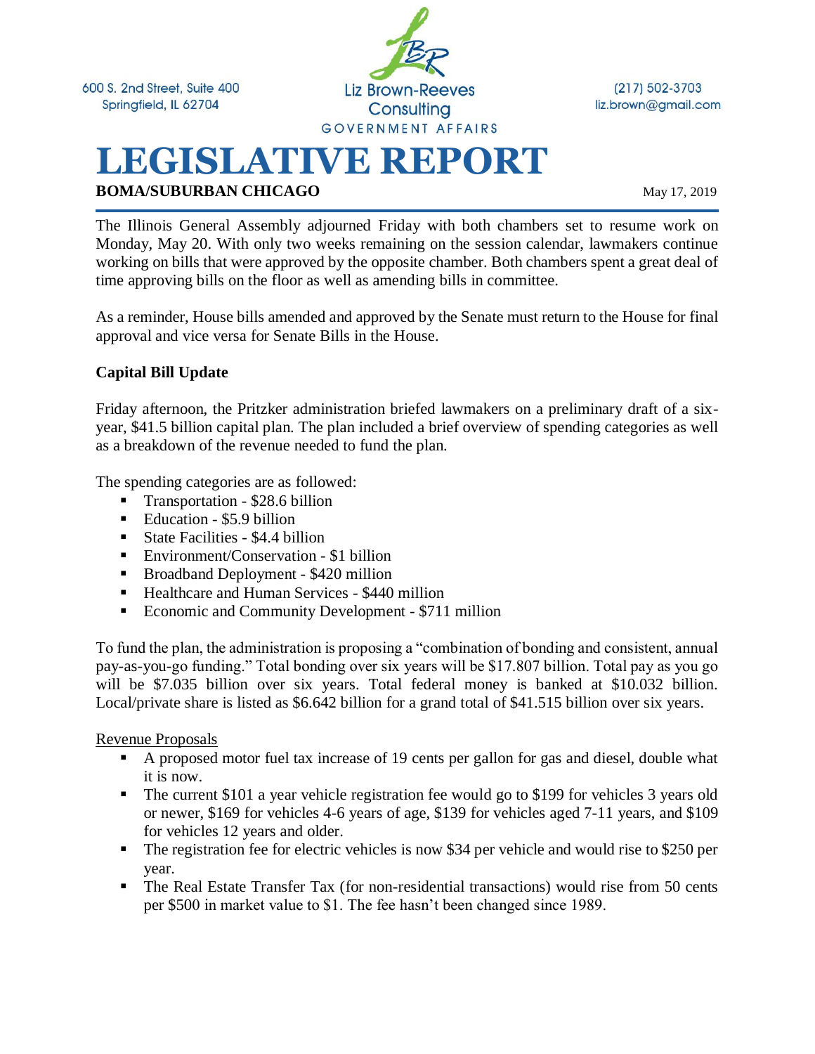600 S. 2nd Street, Suite 400
Springfield, IL 62704

Liz Brown-Reeves Consulting
GOVERNMENT AFFAIRS

(217) 502-3703
liz.brown@gmail.com

# LEGISLATIVE REPORT

**BOMA/SUBURBAN CHICAGO** May 17, 2019

The Illinois General Assembly adjourned Friday with both chambers set to resume work on Monday, May 20. With only two weeks remaining on the session calendar, lawmakers continue working on bills that were approved by the opposite chamber. Both chambers spent a great deal of time approving bills on the floor as well as amending bills in committee.

As a reminder, House bills amended and approved by the Senate must return to the House for final approval and vice versa for Senate Bills in the House.

**Capital Bill Update**

Friday afternoon, the Pritzker administration briefed lawmakers on a preliminary draft of a six-year, $41.5 billion capital plan. The plan included a brief overview of spending categories as well as a breakdown of the revenue needed to fund the plan.

The spending categories are as followed:

- Transportation - $28.6 billion
- Education - $5.9 billion
- State Facilities - $4.4 billion
- Environment/Conservation - $1 billion
- Broadband Deployment - $420 million
- Healthcare and Human Services - $440 million
- Economic and Community Development - $711 million

To fund the plan, the administration is proposing a "combination of bonding and consistent, annual pay-as-you-go funding." Total bonding over six years will be $17.807 billion. Total pay as you go will be $7.035 billion over six years. Total federal money is banked at $10.032 billion. Local/private share is listed as $6.642 billion for a grand total of $41.515 billion over six years.

Revenue Proposals

- A proposed motor fuel tax increase of 19 cents per gallon for gas and diesel, double what it is now.
- The current $101 a year vehicle registration fee would go to $199 for vehicles 3 years old or newer, $169 for vehicles 4-6 years of age, $139 for vehicles aged 7-11 years, and $109 for vehicles 12 years and older.
- The registration fee for electric vehicles is now $34 per vehicle and would rise to $250 per year.
- The Real Estate Transfer Tax (for non-residential transactions) would rise from 50 cents per $500 in market value to $1. The fee hasn't been changed since 1989.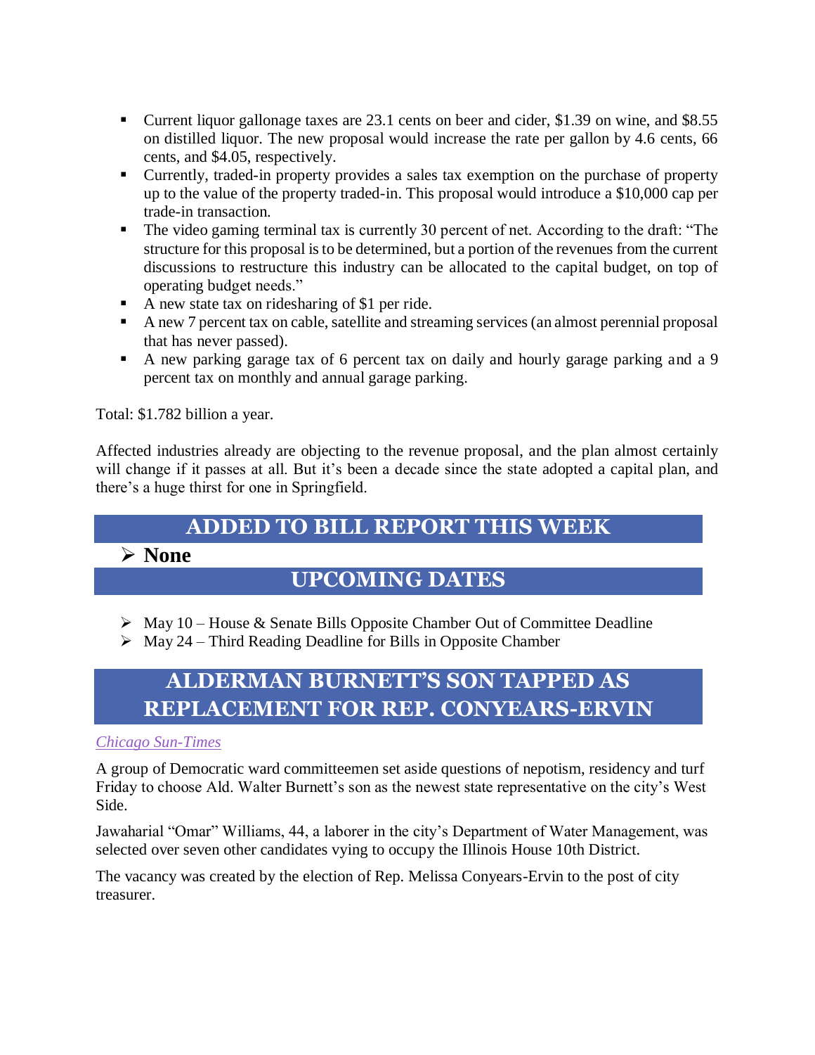- Current liquor gallonage taxes are 23.1 cents on beer and cider, $1.39 on wine, and $8.55 on distilled liquor. The new proposal would increase the rate per gallon by 4.6 cents, 66 cents, and $4.05, respectively.
- Currently, traded-in property provides a sales tax exemption on the purchase of property up to the value of the property traded-in. This proposal would introduce a $10,000 cap per trade-in transaction.
- The video gaming terminal tax is currently 30 percent of net. According to the draft: "The structure for this proposal is to be determined, but a portion of the revenues from the current discussions to restructure this industry can be allocated to the capital budget, on top of operating budget needs."
- A new state tax on ridesharing of $1 per ride.
- A new 7 percent tax on cable, satellite and streaming services (an almost perennial proposal that has never passed).
- A new parking garage tax of 6 percent tax on daily and hourly garage parking and a 9 percent tax on monthly and annual garage parking.

Total: $1.782 billion a year.

Affected industries already are objecting to the revenue proposal, and the plan almost certainly will change if it passes at all. But it's been a decade since the state adopted a capital plan, and there's a huge thirst for one in Springfield.

## ADDED TO BILL REPORT THIS WEEK

- **None**

## UPCOMING DATES

- May 10 – House & Senate Bills Opposite Chamber Out of Committee Deadline
- May 24 – Third Reading Deadline for Bills in Opposite Chamber

## ALDERMAN BURNETT'S SON TAPPED AS REPLACEMENT FOR REP. CONYEARS-ERVIN

*Chicago Sun-Times*

A group of Democratic ward committeemen set aside questions of nepotism, residency and turf Friday to choose Ald. Walter Burnett's son as the newest state representative on the city's West Side.

Jawaharial "Omar" Williams, 44, a laborer in the city's Department of Water Management, was selected over seven other candidates vying to occupy the Illinois House 10th District.

The vacancy was created by the election of Rep. Melissa Conyears-Ervin to the post of city treasurer.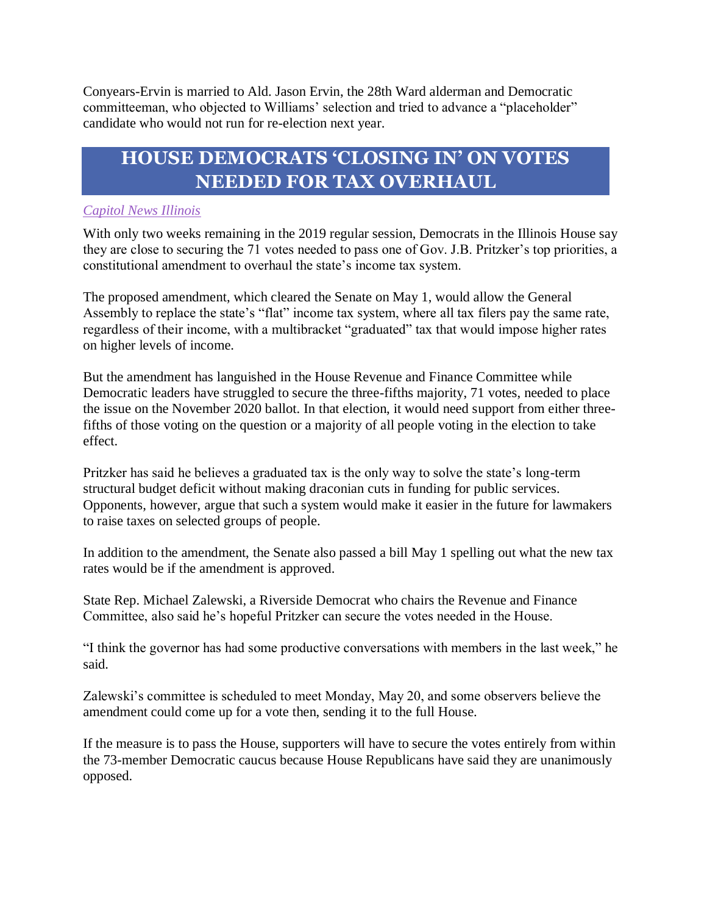Conyears-Ervin is married to Ald. Jason Ervin, the 28th Ward alderman and Democratic committeeman, who objected to Williams' selection and tried to advance a "placeholder" candidate who would not run for re-election next year.

## HOUSE DEMOCRATS 'CLOSING IN' ON VOTES NEEDED FOR TAX OVERHAUL

*Capitol News Illinois*

With only two weeks remaining in the 2019 regular session, Democrats in the Illinois House say they are close to securing the 71 votes needed to pass one of Gov. J.B. Pritzker's top priorities, a constitutional amendment to overhaul the state's income tax system.

The proposed amendment, which cleared the Senate on May 1, would allow the General Assembly to replace the state's "flat" income tax system, where all tax filers pay the same rate, regardless of their income, with a multibracket "graduated" tax that would impose higher rates on higher levels of income.

But the amendment has languished in the House Revenue and Finance Committee while Democratic leaders have struggled to secure the three-fifths majority, 71 votes, needed to place the issue on the November 2020 ballot. In that election, it would need support from either three-fifths of those voting on the question or a majority of all people voting in the election to take effect.

Pritzker has said he believes a graduated tax is the only way to solve the state's long-term structural budget deficit without making draconian cuts in funding for public services. Opponents, however, argue that such a system would make it easier in the future for lawmakers to raise taxes on selected groups of people.

In addition to the amendment, the Senate also passed a bill May 1 spelling out what the new tax rates would be if the amendment is approved.

State Rep. Michael Zalewski, a Riverside Democrat who chairs the Revenue and Finance Committee, also said he's hopeful Pritzker can secure the votes needed in the House.

"I think the governor has had some productive conversations with members in the last week," he said.

Zalewski's committee is scheduled to meet Monday, May 20, and some observers believe the amendment could come up for a vote then, sending it to the full House.

If the measure is to pass the House, supporters will have to secure the votes entirely from within the 73-member Democratic caucus because House Republicans have said they are unanimously opposed.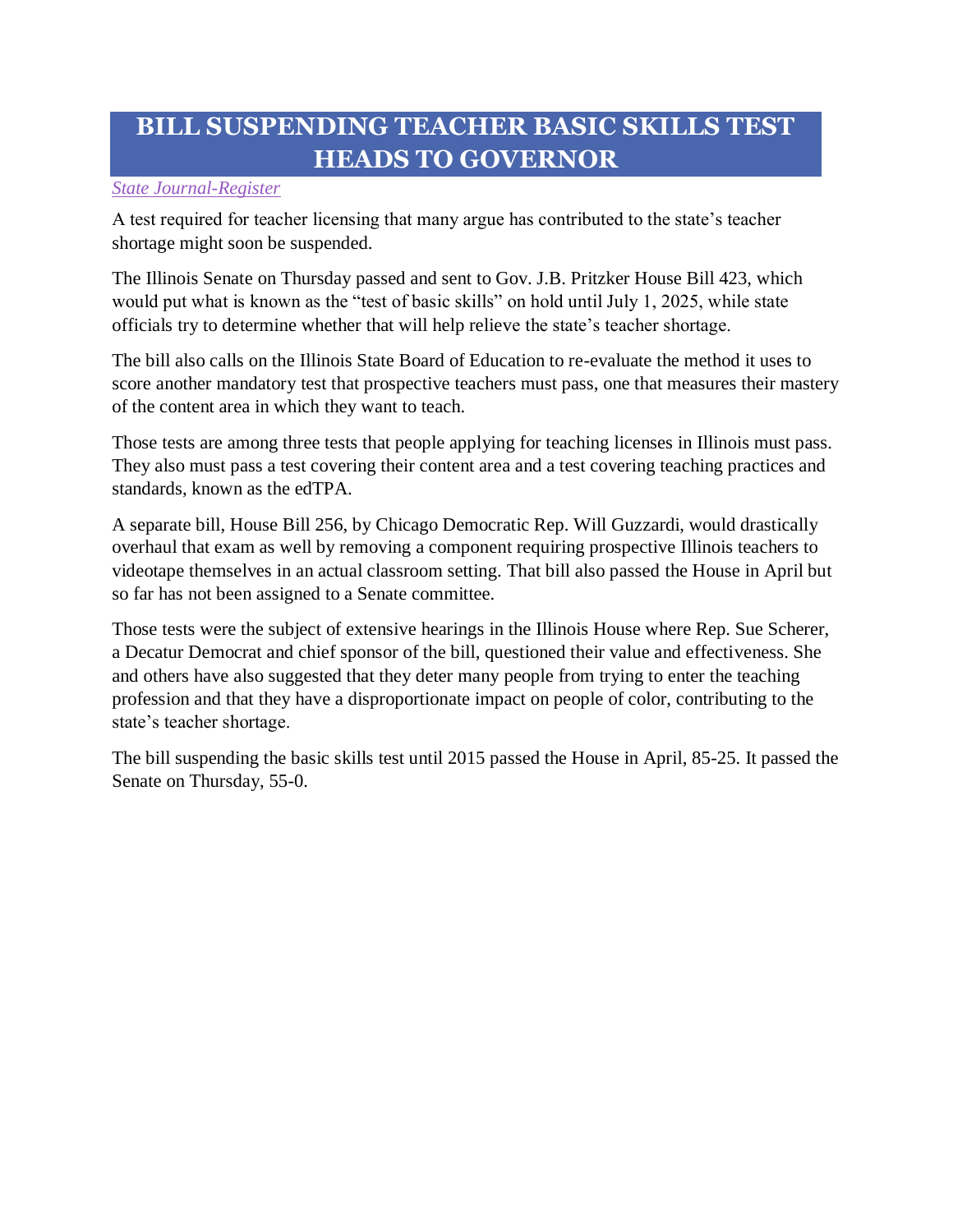# BILL SUSPENDING TEACHER BASIC SKILLS TEST HEADS TO GOVERNOR

*State Journal-Register*

A test required for teacher licensing that many argue has contributed to the state's teacher shortage might soon be suspended.

The Illinois Senate on Thursday passed and sent to Gov. J.B. Pritzker House Bill 423, which would put what is known as the "test of basic skills" on hold until July 1, 2025, while state officials try to determine whether that will help relieve the state's teacher shortage.

The bill also calls on the Illinois State Board of Education to re-evaluate the method it uses to score another mandatory test that prospective teachers must pass, one that measures their mastery of the content area in which they want to teach.

Those tests are among three tests that people applying for teaching licenses in Illinois must pass. They also must pass a test covering their content area and a test covering teaching practices and standards, known as the edTPA.

A separate bill, House Bill 256, by Chicago Democratic Rep. Will Guzzardi, would drastically overhaul that exam as well by removing a component requiring prospective Illinois teachers to videotape themselves in an actual classroom setting. That bill also passed the House in April but so far has not been assigned to a Senate committee.

Those tests were the subject of extensive hearings in the Illinois House where Rep. Sue Scherer, a Decatur Democrat and chief sponsor of the bill, questioned their value and effectiveness. She and others have also suggested that they deter many people from trying to enter the teaching profession and that they have a disproportionate impact on people of color, contributing to the state's teacher shortage.

The bill suspending the basic skills test until 2015 passed the House in April, 85-25. It passed the Senate on Thursday, 55-0.